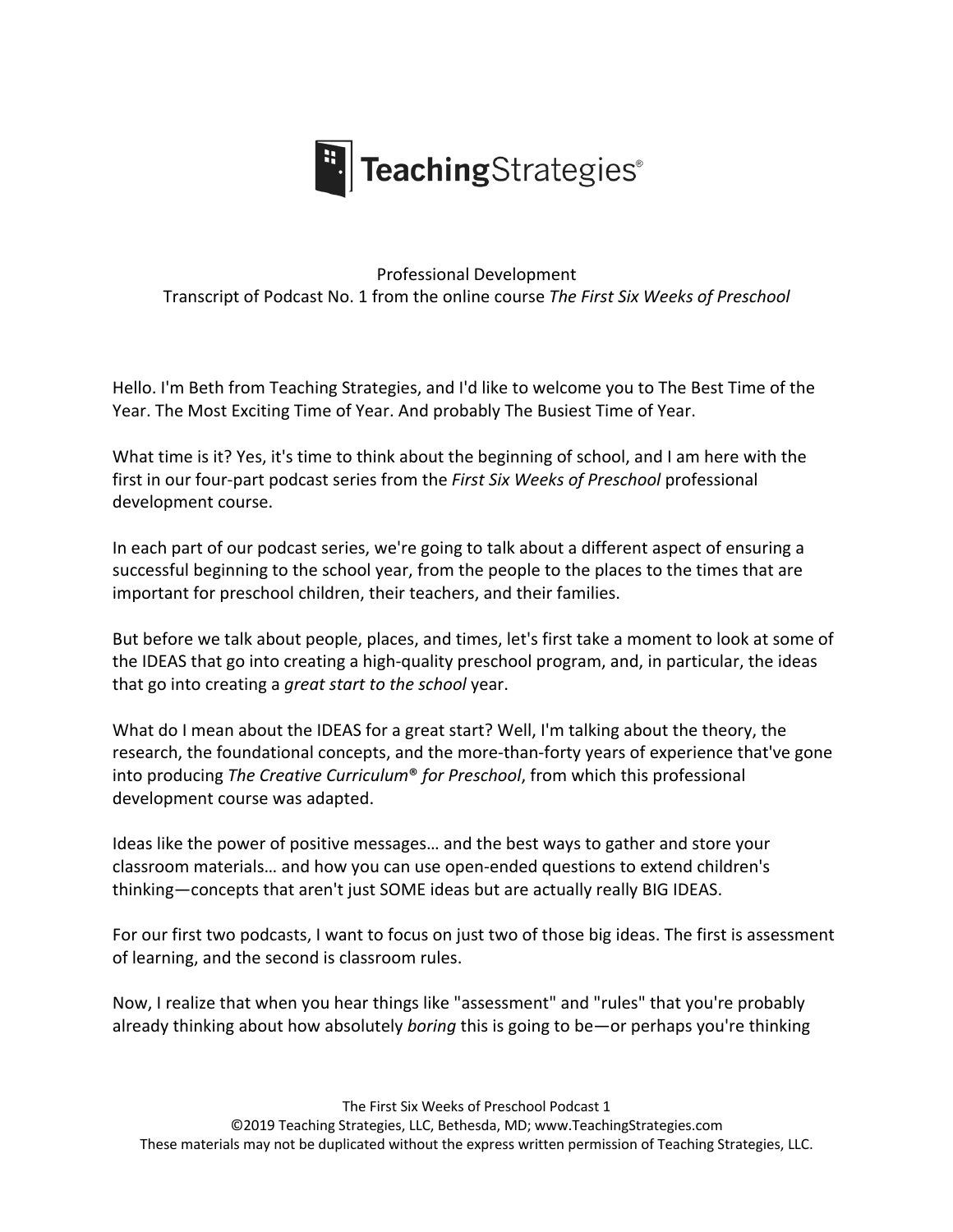Professional Development

Transcript of Podcast No. 1 from the online course *The First Six Weeks of Preschool*

Hello. I'm Beth from Teaching Strategies, and I'd like to welcome you to The Best Time of the Year. The Most Exciting Time of Year. And probably The Busiest Time of Year.

What time is it? Yes, it's time to think about the beginning of school, and I am here with the first in our four-part podcast series from the *First Six Weeks of Preschool* professional development course.

In each part of our podcast series, we're going to talk about a different aspect of ensuring a successful beginning to the school year, from the people to the places to the times that are important for preschool children, their teachers, and their families.

But before we talk about people, places, and times, let's first take a moment to look at some of the IDEAS that go into creating a high-quality preschool program, and, in particular, the ideas that go into creating a *great start to the school* year.

What do I mean about the IDEAS for a great start? Well, I'm talking about the theory, the research, the foundational concepts, and the more-than-forty years of experience that've gone into producing *The Creative Curriculum® for Preschool*, from which this professional development course was adapted.

Ideas like the power of positive messages… and the best ways to gather and store your classroom materials… and how you can use open-ended questions to extend children's thinking—concepts that aren't just SOME ideas but are actually really BIG IDEAS.

For our first two podcasts, I want to focus on just two of those big ideas. The first is assessment of learning, and the second is classroom rules.

Now, I realize that when you hear things like "assessment" and "rules" that you're probably already thinking about how absolutely *boring* this is going to be—or perhaps you're thinking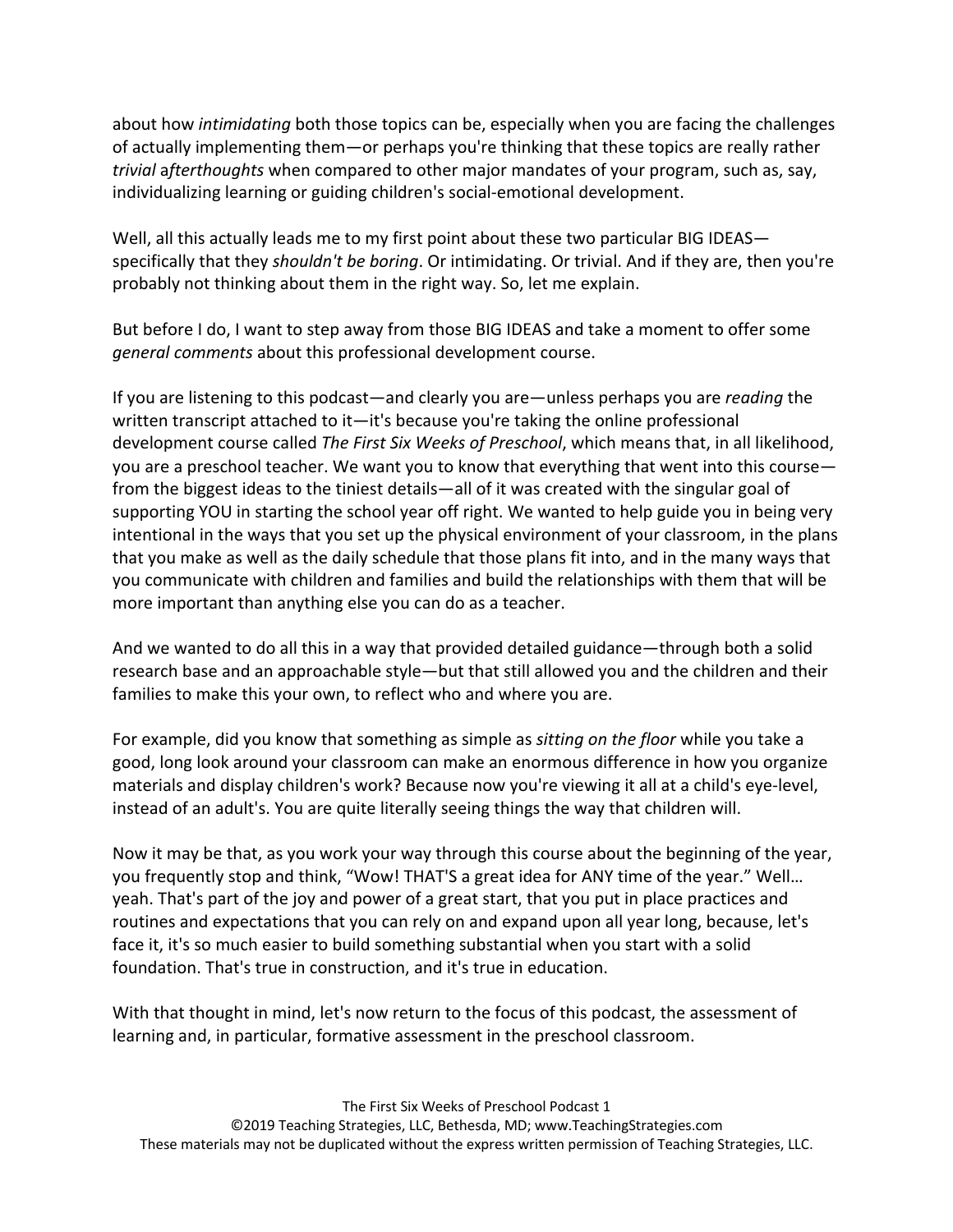about how *intimidating* both those topics can be, especially when you are facing the challenges of actually implementing them—or perhaps you're thinking that these topics are really rather *trivial* a*fterthoughts* when compared to other major mandates of your program, such as, say, individualizing learning or guiding children's social-emotional development.

Well, all this actually leads me to my first point about these two particular BIG IDEAS—specifically that they *shouldn't be boring*. Or intimidating. Or trivial. And if they are, then you're probably not thinking about them in the right way. So, let me explain.

But before I do, I want to step away from those BIG IDEAS and take a moment to offer some *general comments* about this professional development course.

If you are listening to this podcast—and clearly you are—unless perhaps you are *reading* the written transcript attached to it—it's because you're taking the online professional development course called *The First Six Weeks of Preschool*, which means that, in all likelihood, you are a preschool teacher. We want you to know that everything that went into this course—from the biggest ideas to the tiniest details—all of it was created with the singular goal of supporting YOU in starting the school year off right. We wanted to help guide you in being very intentional in the ways that you set up the physical environment of your classroom, in the plans that you make as well as the daily schedule that those plans fit into, and in the many ways that you communicate with children and families and build the relationships with them that will be more important than anything else you can do as a teacher.

And we wanted to do all this in a way that provided detailed guidance—through both a solid research base and an approachable style—but that still allowed you and the children and their families to make this your own, to reflect who and where you are.

For example, did you know that something as simple as *sitting on the floor* while you take a good, long look around your classroom can make an enormous difference in how you organize materials and display children's work? Because now you're viewing it all at a child's eye-level, instead of an adult's. You are quite literally seeing things the way that children will.

Now it may be that, as you work your way through this course about the beginning of the year, you frequently stop and think, "Wow! THAT'S a great idea for ANY time of the year." Well… yeah. That's part of the joy and power of a great start, that you put in place practices and routines and expectations that you can rely on and expand upon all year long, because, let's face it, it's so much easier to build something substantial when you start with a solid foundation. That's true in construction, and it's true in education.

With that thought in mind, let's now return to the focus of this podcast, the assessment of learning and, in particular, formative assessment in the preschool classroom.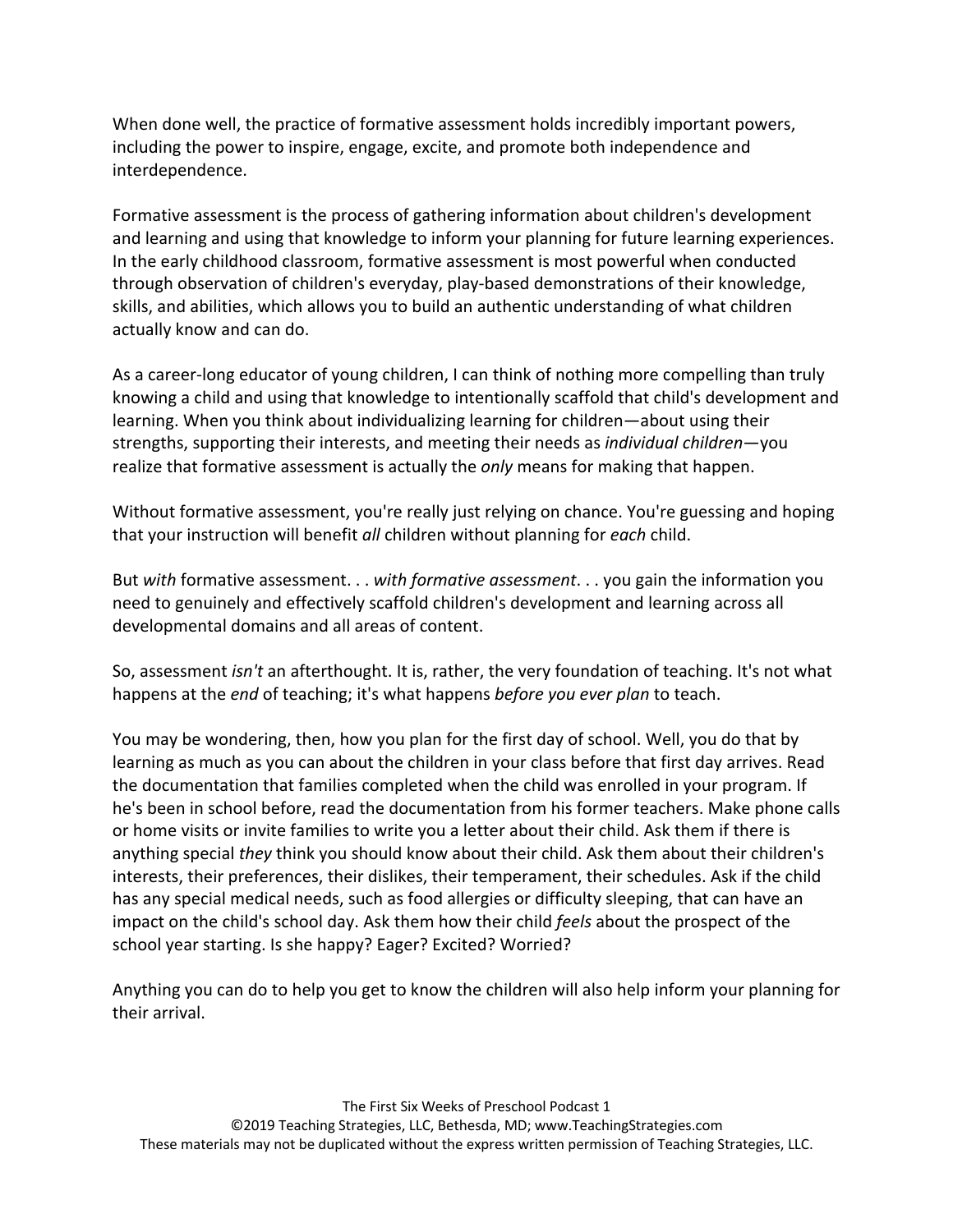When done well, the practice of formative assessment holds incredibly important powers, including the power to inspire, engage, excite, and promote both independence and interdependence.

Formative assessment is the process of gathering information about children's development and learning and using that knowledge to inform your planning for future learning experiences. In the early childhood classroom, formative assessment is most powerful when conducted through observation of children's everyday, play-based demonstrations of their knowledge, skills, and abilities, which allows you to build an authentic understanding of what children actually know and can do.

As a career-long educator of young children, I can think of nothing more compelling than truly knowing a child and using that knowledge to intentionally scaffold that child's development and learning. When you think about individualizing learning for children—about using their strengths, supporting their interests, and meeting their needs as *individual children*—you realize that formative assessment is actually the *only* means for making that happen.

Without formative assessment, you're really just relying on chance. You're guessing and hoping that your instruction will benefit *all* children without planning for *each* child.

But *with* formative assessment. . . *with formative assessment*. . . you gain the information you need to genuinely and effectively scaffold children's development and learning across all developmental domains and all areas of content.

So, assessment *isn't* an afterthought. It is, rather, the very foundation of teaching. It's not what happens at the *end* of teaching; it's what happens *before you ever plan* to teach.

You may be wondering, then, how you plan for the first day of school. Well, you do that by learning as much as you can about the children in your class before that first day arrives. Read the documentation that families completed when the child was enrolled in your program. If he's been in school before, read the documentation from his former teachers. Make phone calls or home visits or invite families to write you a letter about their child. Ask them if there is anything special *they* think you should know about their child. Ask them about their children's interests, their preferences, their dislikes, their temperament, their schedules. Ask if the child has any special medical needs, such as food allergies or difficulty sleeping, that can have an impact on the child's school day. Ask them how their child *feels* about the prospect of the school year starting. Is she happy? Eager? Excited? Worried?

Anything you can do to help you get to know the children will also help inform your planning for their arrival.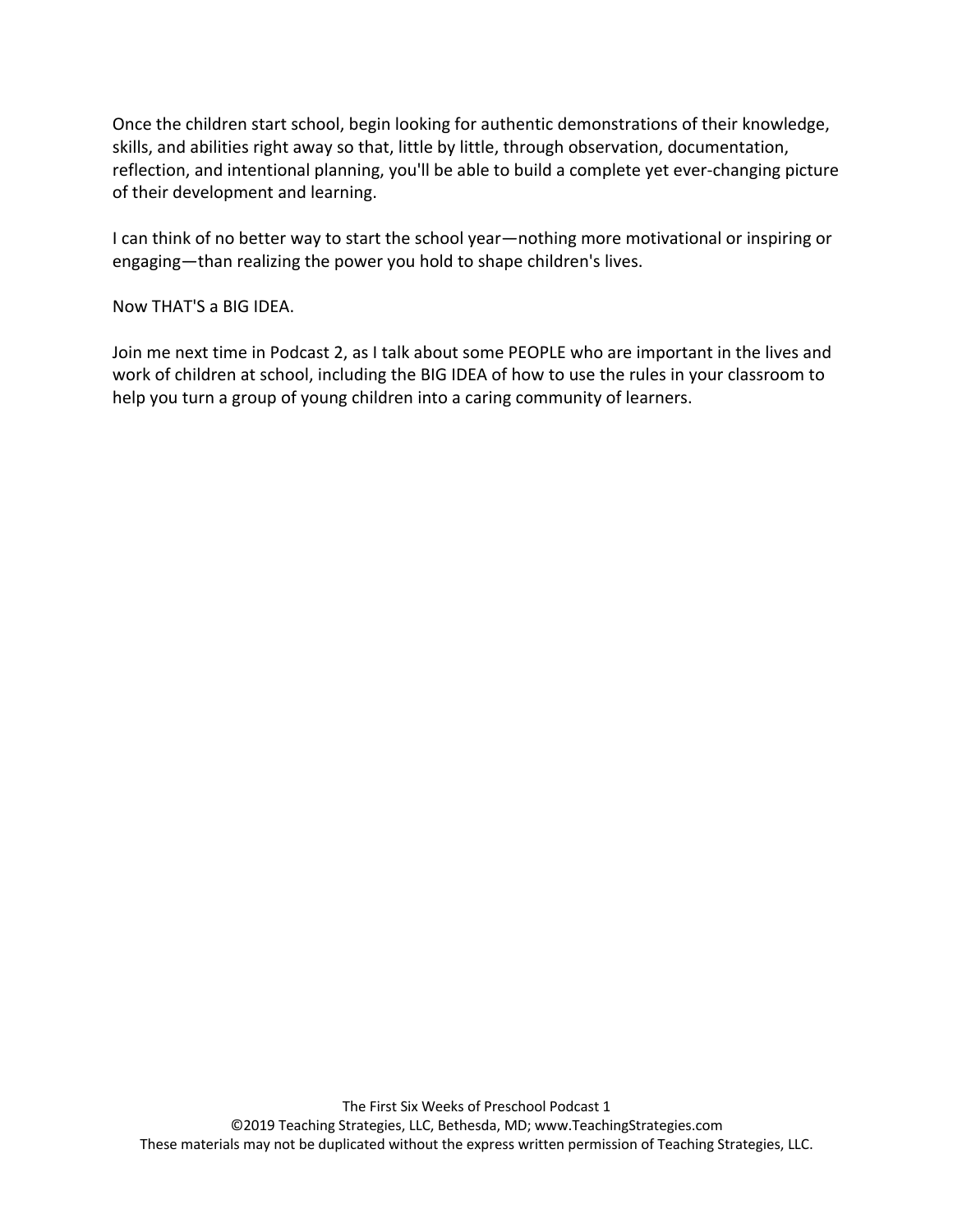Once the children start school, begin looking for authentic demonstrations of their knowledge, skills, and abilities right away so that, little by little, through observation, documentation, reflection, and intentional planning, you'll be able to build a complete yet ever-changing picture of their development and learning.

I can think of no better way to start the school year—nothing more motivational or inspiring or engaging—than realizing the power you hold to shape children's lives.

Now THAT'S a BIG IDEA.

Join me next time in Podcast 2, as I talk about some PEOPLE who are important in the lives and work of children at school, including the BIG IDEA of how to use the rules in your classroom to help you turn a group of young children into a caring community of learners.